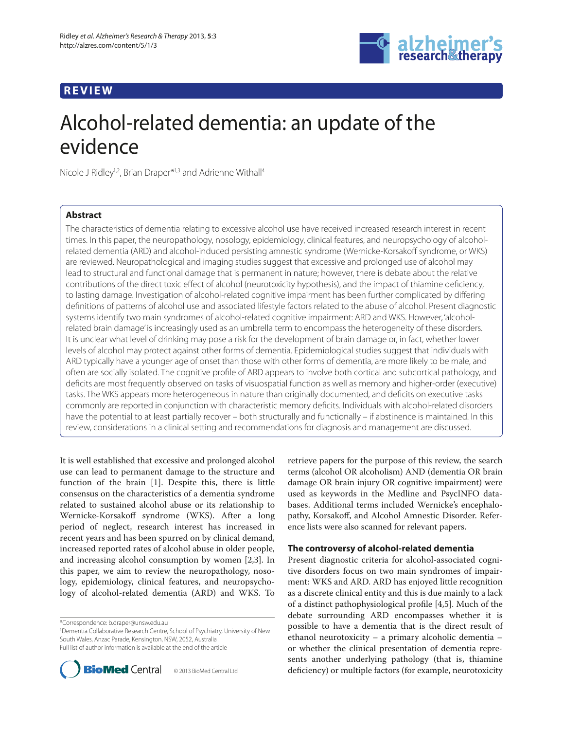REVIEW

# Alcohol-related dementia: an update of the evidence

Nicole J Ridley[1,2], Brian Draper*[1,3] and Adrienne Withall[4]

## Abstract

The characteristics of dementia relating to excessive alcohol use have received increased research interest in recent times. In this paper, the neuropathology, nosology, epidemiology, clinical features, and neuropsychology of alcohol-related dementia (ARD) and alcohol-induced persisting amnestic syndrome (Wernicke-Korsakoff syndrome, or WKS) are reviewed. Neuropathological and imaging studies suggest that excessive and prolonged use of alcohol may lead to structural and functional damage that is permanent in nature; however, there is debate about the relative contributions of the direct toxic effect of alcohol (neurotoxicity hypothesis), and the impact of thiamine deficiency, to lasting damage. Investigation of alcohol-related cognitive impairment has been further complicated by differing definitions of patterns of alcohol use and associated lifestyle factors related to the abuse of alcohol. Present diagnostic systems identify two main syndromes of alcohol-related cognitive impairment: ARD and WKS. However, 'alcohol-related brain damage' is increasingly used as an umbrella term to encompass the heterogeneity of these disorders. It is unclear what level of drinking may pose a risk for the development of brain damage or, in fact, whether lower levels of alcohol may protect against other forms of dementia. Epidemiological studies suggest that individuals with ARD typically have a younger age of onset than those with other forms of dementia, are more likely to be male, and often are socially isolated. The cognitive profile of ARD appears to involve both cortical and subcortical pathology, and deficits are most frequently observed on tasks of visuospatial function as well as memory and higher-order (executive) tasks. The WKS appears more heterogeneous in nature than originally documented, and deficits on executive tasks commonly are reported in conjunction with characteristic memory deficits. Individuals with alcohol-related disorders have the potential to at least partially recover – both structurally and functionally – if abstinence is maintained. In this review, considerations in a clinical setting and recommendations for diagnosis and management are discussed.

It is well established that excessive and prolonged alcohol use can lead to permanent damage to the structure and function of the brain [1]. Despite this, there is little consensus on the characteristics of a dementia syndrome related to sustained alcohol abuse or its relationship to Wernicke-Korsakoff syndrome (WKS). After a long period of neglect, research interest has increased in recent years and has been spurred on by clinical demand, increased reported rates of alcohol abuse in older people, and increasing alcohol consumption by women [2,3]. In this paper, we aim to review the neuropathology, nosology, epidemiology, clinical features, and neuropsychology of alcohol-related dementia (ARD) and WKS. To retrieve papers for the purpose of this review, the search terms (alcohol OR alcoholism) AND (dementia OR brain damage OR brain injury OR cognitive impairment) were used as keywords in the Medline and PsycINFO databases. Additional terms included Wernicke's encephalopathy, Korsakoff, and Alcohol Amnestic Disorder. Reference lists were also scanned for relevant papers.

## The controversy of alcohol-related dementia

Present diagnostic criteria for alcohol-associated cognitive disorders focus on two main syndromes of impairment: WKS and ARD. ARD has enjoyed little recognition as a discrete clinical entity and this is due mainly to a lack of a distinct pathophysiological profile [4,5]. Much of the debate surrounding ARD encompasses whether it is possible to have a dementia that is the direct result of ethanol neurotoxicity – a primary alcoholic dementia – or whether the clinical presentation of dementia represents another underlying pathology (that is, thiamine deficiency) or multiple factors (for example, neurotoxicity

*Correspondence: b.draper@unsw.edu.au
[1]Dementia Collaborative Research Centre, School of Psychiatry, University of New South Wales, Anzac Parade, Kensington, NSW, 2052, Australia
Full list of author information is available at the end of the article

© 2013 BioMed Central Ltd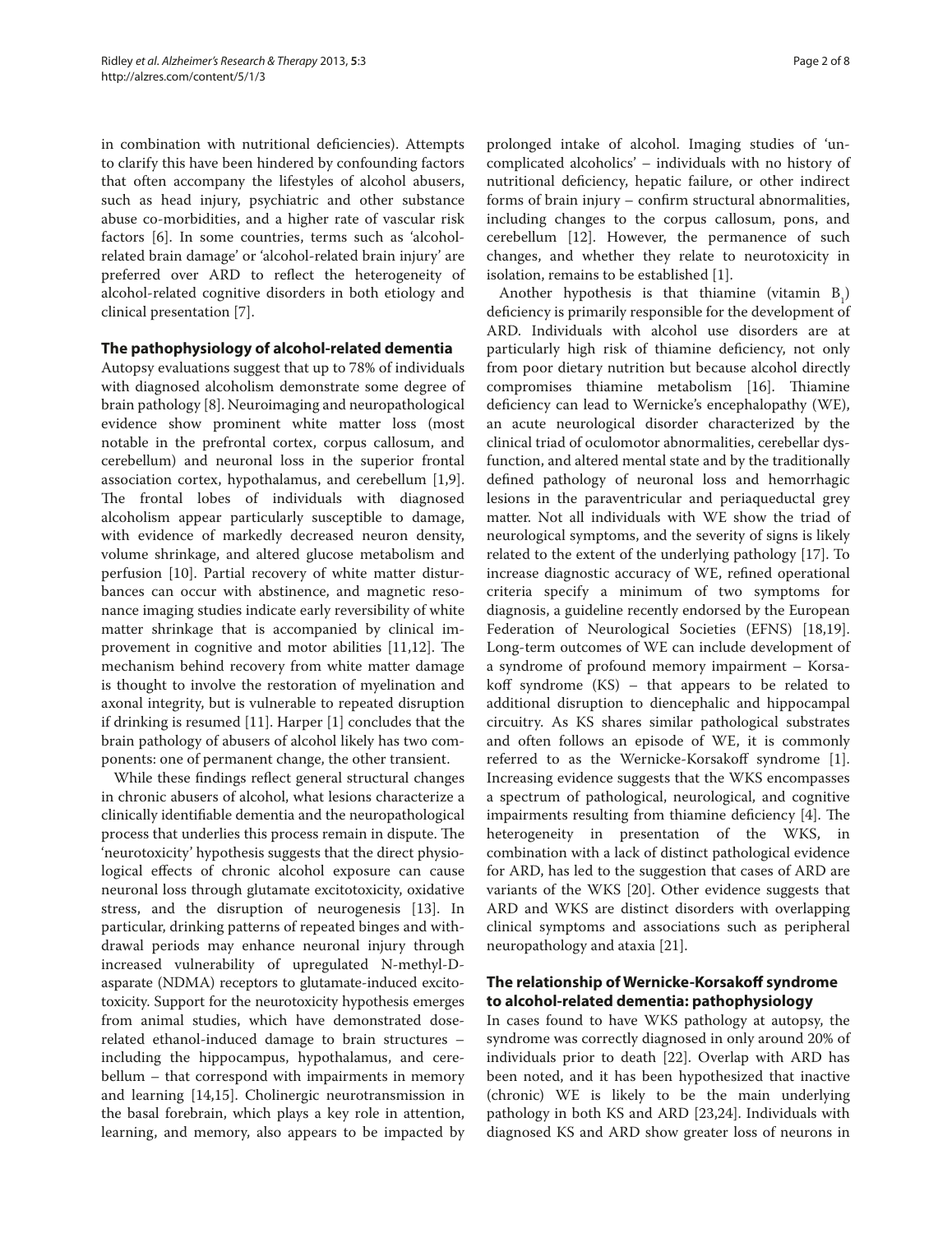in combination with nutritional deficiencies). Attempts to clarify this have been hindered by confounding factors that often accompany the lifestyles of alcohol abusers, such as head injury, psychiatric and other substance abuse co-morbidities, and a higher rate of vascular risk factors [6]. In some countries, terms such as 'alcohol-related brain damage' or 'alcohol-related brain injury' are preferred over ARD to reflect the heterogeneity of alcohol-related cognitive disorders in both etiology and clinical presentation [7].

## The pathophysiology of alcohol-related dementia

Autopsy evaluations suggest that up to 78% of individuals with diagnosed alcoholism demonstrate some degree of brain pathology [8]. Neuroimaging and neuropathological evidence show prominent white matter loss (most notable in the prefrontal cortex, corpus callosum, and cerebellum) and neuronal loss in the superior frontal association cortex, hypothalamus, and cerebellum [1,9]. The frontal lobes of individuals with diagnosed alcoholism appear particularly susceptible to damage, with evidence of markedly decreased neuron density, volume shrinkage, and altered glucose metabolism and perfusion [10]. Partial recovery of white matter disturbances can occur with abstinence, and magnetic resonance imaging studies indicate early reversibility of white matter shrinkage that is accompanied by clinical improvement in cognitive and motor abilities [11,12]. The mechanism behind recovery from white matter damage is thought to involve the restoration of myelination and axonal integrity, but is vulnerable to repeated disruption if drinking is resumed [11]. Harper [1] concludes that the brain pathology of abusers of alcohol likely has two components: one of permanent change, the other transient.

While these findings reflect general structural changes in chronic abusers of alcohol, what lesions characterize a clinically identifiable dementia and the neuropathological process that underlies this process remain in dispute. The 'neurotoxicity' hypothesis suggests that the direct physiological effects of chronic alcohol exposure can cause neuronal loss through glutamate excitotoxicity, oxidative stress, and the disruption of neurogenesis [13]. In particular, drinking patterns of repeated binges and withdrawal periods may enhance neuronal injury through increased vulnerability of upregulated N-methyl-D-asparate (NDMA) receptors to glutamate-induced excitotoxicity. Support for the neurotoxicity hypothesis emerges from animal studies, which have demonstrated dose-related ethanol-induced damage to brain structures – including the hippocampus, hypothalamus, and cerebellum – that correspond with impairments in memory and learning [14,15]. Cholinergic neurotransmission in the basal forebrain, which plays a key role in attention, learning, and memory, also appears to be impacted by prolonged intake of alcohol. Imaging studies of 'uncomplicated alcoholics' – individuals with no history of nutritional deficiency, hepatic failure, or other indirect forms of brain injury – confirm structural abnormalities, including changes to the corpus callosum, pons, and cerebellum [12]. However, the permanence of such changes, and whether they relate to neurotoxicity in isolation, remains to be established [1].

Another hypothesis is that thiamine (vitamin $B_1$) deficiency is primarily responsible for the development of ARD. Individuals with alcohol use disorders are at particularly high risk of thiamine deficiency, not only from poor dietary nutrition but because alcohol directly compromises thiamine metabolism [16]. Thiamine deficiency can lead to Wernicke's encephalopathy (WE), an acute neurological disorder characterized by the clinical triad of oculomotor abnormalities, cerebellar dysfunction, and altered mental state and by the traditionally defined pathology of neuronal loss and hemorrhagic lesions in the paraventricular and periaqueductal grey matter. Not all individuals with WE show the triad of neurological symptoms, and the severity of signs is likely related to the extent of the underlying pathology [17]. To increase diagnostic accuracy of WE, refined operational criteria specify a minimum of two symptoms for diagnosis, a guideline recently endorsed by the European Federation of Neurological Societies (EFNS) [18,19]. Long-term outcomes of WE can include development of a syndrome of profound memory impairment – Korsakoff syndrome (KS) – that appears to be related to additional disruption to diencephalic and hippocampal circuitry. As KS shares similar pathological substrates and often follows an episode of WE, it is commonly referred to as the Wernicke-Korsakoff syndrome [1]. Increasing evidence suggests that the WKS encompasses a spectrum of pathological, neurological, and cognitive impairments resulting from thiamine deficiency [4]. The heterogeneity in presentation of the WKS, in combination with a lack of distinct pathological evidence for ARD, has led to the suggestion that cases of ARD are variants of the WKS [20]. Other evidence suggests that ARD and WKS are distinct disorders with overlapping clinical symptoms and associations such as peripheral neuropathology and ataxia [21].

## The relationship of Wernicke-Korsakoff syndrome to alcohol-related dementia: pathophysiology

In cases found to have WKS pathology at autopsy, the syndrome was correctly diagnosed in only around 20% of individuals prior to death [22]. Overlap with ARD has been noted, and it has been hypothesized that inactive (chronic) WE is likely to be the main underlying pathology in both KS and ARD [23,24]. Individuals with diagnosed KS and ARD show greater loss of neurons in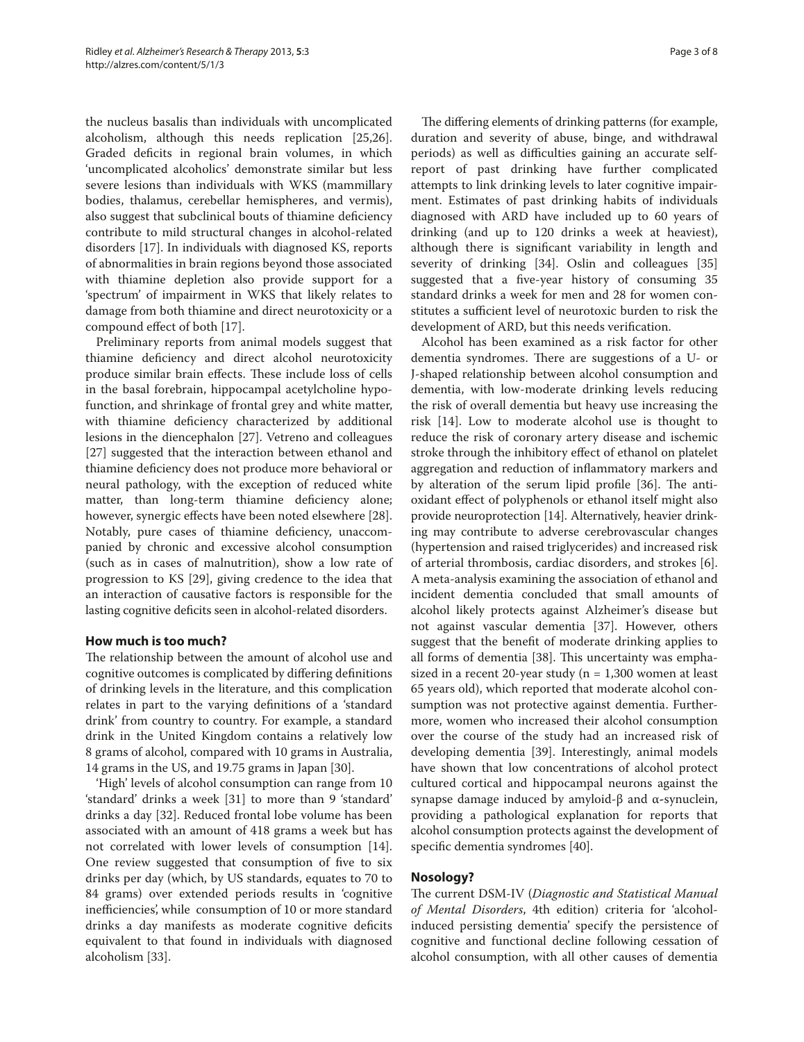the nucleus basalis than individuals with uncomplicated alcoholism, although this needs replication [25,26]. Graded deficits in regional brain volumes, in which 'uncomplicated alcoholics' demonstrate similar but less severe lesions than individuals with WKS (mammillary bodies, thalamus, cerebellar hemispheres, and vermis), also suggest that subclinical bouts of thiamine deficiency contribute to mild structural changes in alcohol-related disorders [17]. In individuals with diagnosed KS, reports of abnormalities in brain regions beyond those associated with thiamine depletion also provide support for a 'spectrum' of impairment in WKS that likely relates to damage from both thiamine and direct neurotoxicity or a compound effect of both [17].

Preliminary reports from animal models suggest that thiamine deficiency and direct alcohol neurotoxicity produce similar brain effects. These include loss of cells in the basal forebrain, hippocampal acetylcholine hypofunction, and shrinkage of frontal grey and white matter, with thiamine deficiency characterized by additional lesions in the diencephalon [27]. Vetreno and colleagues [27] suggested that the interaction between ethanol and thiamine deficiency does not produce more behavioral or neural pathology, with the exception of reduced white matter, than long-term thiamine deficiency alone; however, synergic effects have been noted elsewhere [28]. Notably, pure cases of thiamine deficiency, unaccompanied by chronic and excessive alcohol consumption (such as in cases of malnutrition), show a low rate of progression to KS [29], giving credence to the idea that an interaction of causative factors is responsible for the lasting cognitive deficits seen in alcohol-related disorders.

## How much is too much?

The relationship between the amount of alcohol use and cognitive outcomes is complicated by differing definitions of drinking levels in the literature, and this complication relates in part to the varying definitions of a 'standard drink' from country to country. For example, a standard drink in the United Kingdom contains a relatively low 8 grams of alcohol, compared with 10 grams in Australia, 14 grams in the US, and 19.75 grams in Japan [30].

'High' levels of alcohol consumption can range from 10 'standard' drinks a week [31] to more than 9 'standard' drinks a day [32]. Reduced frontal lobe volume has been associated with an amount of 418 grams a week but has not correlated with lower levels of consumption [14]. One review suggested that consumption of five to six drinks per day (which, by US standards, equates to 70 to 84 grams) over extended periods results in 'cognitive inefficiencies', while consumption of 10 or more standard drinks a day manifests as moderate cognitive deficits equivalent to that found in individuals with diagnosed alcoholism [33].

The differing elements of drinking patterns (for example, duration and severity of abuse, binge, and withdrawal periods) as well as difficulties gaining an accurate self-report of past drinking have further complicated attempts to link drinking levels to later cognitive impairment. Estimates of past drinking habits of individuals diagnosed with ARD have included up to 60 years of drinking (and up to 120 drinks a week at heaviest), although there is significant variability in length and severity of drinking [34]. Oslin and colleagues [35] suggested that a five-year history of consuming 35 standard drinks a week for men and 28 for women constitutes a sufficient level of neurotoxic burden to risk the development of ARD, but this needs verification.

Alcohol has been examined as a risk factor for other dementia syndromes. There are suggestions of a U- or J-shaped relationship between alcohol consumption and dementia, with low-moderate drinking levels reducing the risk of overall dementia but heavy use increasing the risk [14]. Low to moderate alcohol use is thought to reduce the risk of coronary artery disease and ischemic stroke through the inhibitory effect of ethanol on platelet aggregation and reduction of inflammatory markers and by alteration of the serum lipid profile [36]. The antioxidant effect of polyphenols or ethanol itself might also provide neuroprotection [14]. Alternatively, heavier drinking may contribute to adverse cerebrovascular changes (hypertension and raised triglycerides) and increased risk of arterial thrombosis, cardiac disorders, and strokes [6]. A meta-analysis examining the association of ethanol and incident dementia concluded that small amounts of alcohol likely protects against Alzheimer's disease but not against vascular dementia [37]. However, others suggest that the benefit of moderate drinking applies to all forms of dementia [38]. This uncertainty was emphasized in a recent 20-year study (n = 1,300 women at least 65 years old), which reported that moderate alcohol consumption was not protective against dementia. Furthermore, women who increased their alcohol consumption over the course of the study had an increased risk of developing dementia [39]. Interestingly, animal models have shown that low concentrations of alcohol protect cultured cortical and hippocampal neurons against the synapse damage induced by amyloid-β and α-synuclein, providing a pathological explanation for reports that alcohol consumption protects against the development of specific dementia syndromes [40].

## Nosology?

The current DSM-IV (*Diagnostic and Statistical Manual of Mental Disorders*, 4th edition) criteria for 'alcohol-induced persisting dementia' specify the persistence of cognitive and functional decline following cessation of alcohol consumption, with all other causes of dementia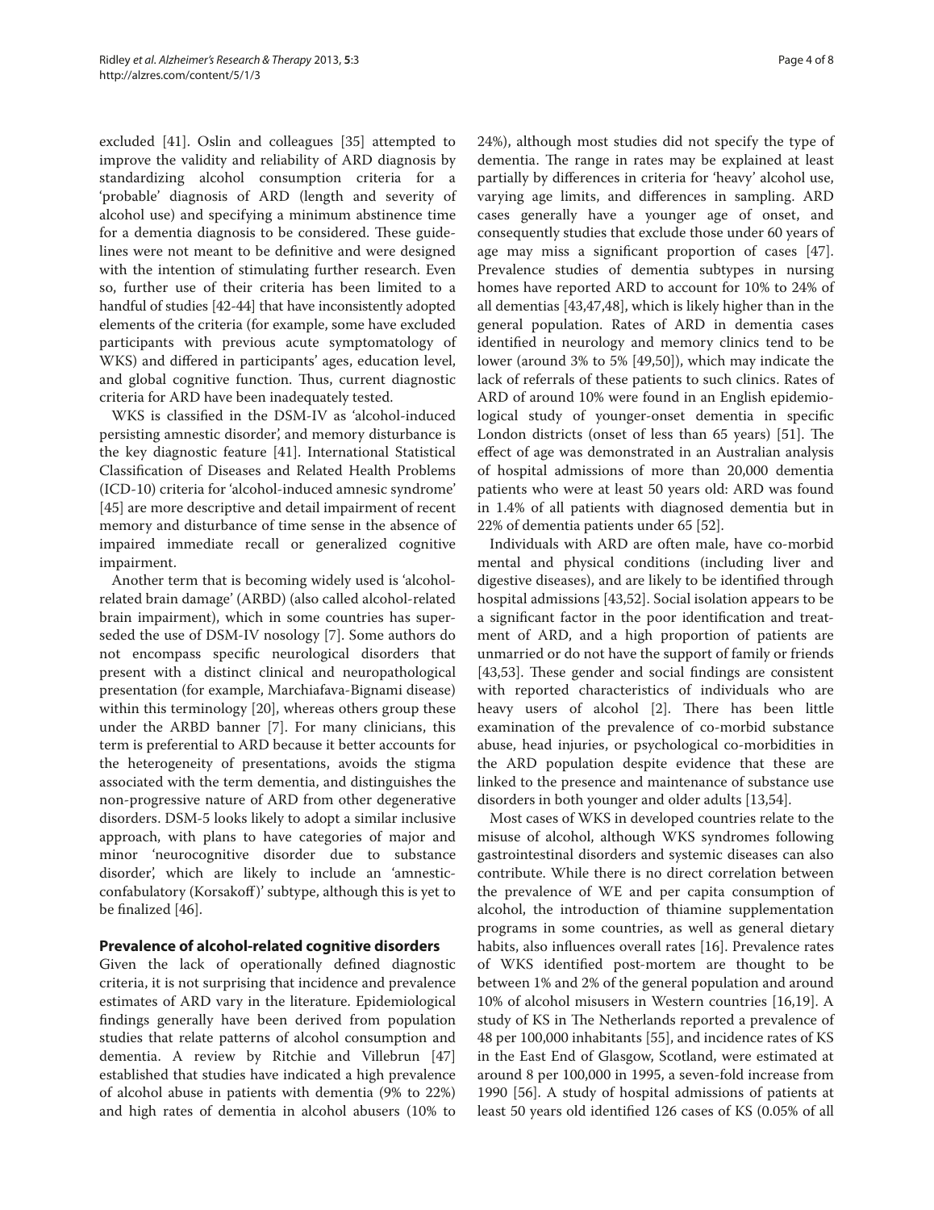excluded [41]. Oslin and colleagues [35] attempted to improve the validity and reliability of ARD diagnosis by standardizing alcohol consumption criteria for a 'probable' diagnosis of ARD (length and severity of alcohol use) and specifying a minimum abstinence time for a dementia diagnosis to be considered. These guidelines were not meant to be definitive and were designed with the intention of stimulating further research. Even so, further use of their criteria has been limited to a handful of studies [42-44] that have inconsistently adopted elements of the criteria (for example, some have excluded participants with previous acute symptomatology of WKS) and differed in participants' ages, education level, and global cognitive function. Thus, current diagnostic criteria for ARD have been inadequately tested.

WKS is classified in the DSM-IV as 'alcohol-induced persisting amnestic disorder', and memory disturbance is the key diagnostic feature [41]. International Statistical Classification of Diseases and Related Health Problems (ICD-10) criteria for 'alcohol-induced amnesic syndrome' [45] are more descriptive and detail impairment of recent memory and disturbance of time sense in the absence of impaired immediate recall or generalized cognitive impairment.

Another term that is becoming widely used is 'alcohol-related brain damage' (ARBD) (also called alcohol-related brain impairment), which in some countries has superseded the use of DSM-IV nosology [7]. Some authors do not encompass specific neurological disorders that present with a distinct clinical and neuropathological presentation (for example, Marchiafava-Bignami disease) within this terminology [20], whereas others group these under the ARBD banner [7]. For many clinicians, this term is preferential to ARD because it better accounts for the heterogeneity of presentations, avoids the stigma associated with the term dementia, and distinguishes the non-progressive nature of ARD from other degenerative disorders. DSM-5 looks likely to adopt a similar inclusive approach, with plans to have categories of major and minor 'neurocognitive disorder due to substance disorder', which are likely to include an 'amnestic-confabulatory (Korsakoff)' subtype, although this is yet to be finalized [46].

## Prevalence of alcohol-related cognitive disorders

Given the lack of operationally defined diagnostic criteria, it is not surprising that incidence and prevalence estimates of ARD vary in the literature. Epidemiological findings generally have been derived from population studies that relate patterns of alcohol consumption and dementia. A review by Ritchie and Villebrun [47] established that studies have indicated a high prevalence of alcohol abuse in patients with dementia (9% to 22%) and high rates of dementia in alcohol abusers (10% to 24%), although most studies did not specify the type of dementia. The range in rates may be explained at least partially by differences in criteria for 'heavy' alcohol use, varying age limits, and differences in sampling. ARD cases generally have a younger age of onset, and consequently studies that exclude those under 60 years of age may miss a significant proportion of cases [47]. Prevalence studies of dementia subtypes in nursing homes have reported ARD to account for 10% to 24% of all dementias [43,47,48], which is likely higher than in the general population. Rates of ARD in dementia cases identified in neurology and memory clinics tend to be lower (around 3% to 5% [49,50]), which may indicate the lack of referrals of these patients to such clinics. Rates of ARD of around 10% were found in an English epidemiological study of younger-onset dementia in specific London districts (onset of less than 65 years) [51]. The effect of age was demonstrated in an Australian analysis of hospital admissions of more than 20,000 dementia patients who were at least 50 years old: ARD was found in 1.4% of all patients with diagnosed dementia but in 22% of dementia patients under 65 [52].

Individuals with ARD are often male, have co-morbid mental and physical conditions (including liver and digestive diseases), and are likely to be identified through hospital admissions [43,52]. Social isolation appears to be a significant factor in the poor identification and treatment of ARD, and a high proportion of patients are unmarried or do not have the support of family or friends [43,53]. These gender and social findings are consistent with reported characteristics of individuals who are heavy users of alcohol [2]. There has been little examination of the prevalence of co-morbid substance abuse, head injuries, or psychological co-morbidities in the ARD population despite evidence that these are linked to the presence and maintenance of substance use disorders in both younger and older adults [13,54].

Most cases of WKS in developed countries relate to the misuse of alcohol, although WKS syndromes following gastrointestinal disorders and systemic diseases can also contribute. While there is no direct correlation between the prevalence of WE and per capita consumption of alcohol, the introduction of thiamine supplementation programs in some countries, as well as general dietary habits, also influences overall rates [16]. Prevalence rates of WKS identified post-mortem are thought to be between 1% and 2% of the general population and around 10% of alcohol misusers in Western countries [16,19]. A study of KS in The Netherlands reported a prevalence of 48 per 100,000 inhabitants [55], and incidence rates of KS in the East End of Glasgow, Scotland, were estimated at around 8 per 100,000 in 1995, a seven-fold increase from 1990 [56]. A study of hospital admissions of patients at least 50 years old identified 126 cases of KS (0.05% of all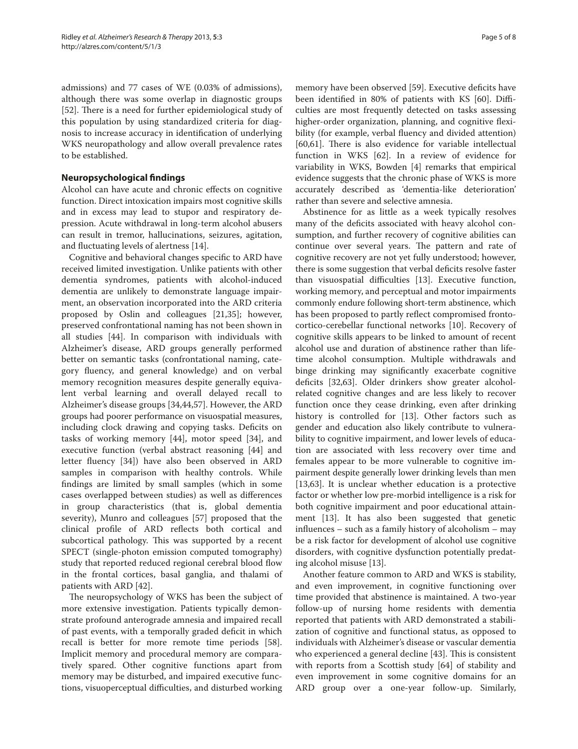admissions) and 77 cases of WE (0.03% of admissions), although there was some overlap in diagnostic groups [52]. There is a need for further epidemiological study of this population by using standardized criteria for diagnosis to increase accuracy in identification of underlying WKS neuropathology and allow overall prevalence rates to be established.

### Neuropsychological findings

Alcohol can have acute and chronic effects on cognitive function. Direct intoxication impairs most cognitive skills and in excess may lead to stupor and respiratory depression. Acute withdrawal in long-term alcohol abusers can result in tremor, hallucinations, seizures, agitation, and fluctuating levels of alertness [14].

Cognitive and behavioral changes specific to ARD have received limited investigation. Unlike patients with other dementia syndromes, patients with alcohol-induced dementia are unlikely to demonstrate language impairment, an observation incorporated into the ARD criteria proposed by Oslin and colleagues [21,35]; however, preserved confrontational naming has not been shown in all studies [44]. In comparison with individuals with Alzheimer's disease, ARD groups generally performed better on semantic tasks (confrontational naming, category fluency, and general knowledge) and on verbal memory recognition measures despite generally equivalent verbal learning and overall delayed recall to Alzheimer's disease groups [34,44,57]. However, the ARD groups had poorer performance on visuospatial measures, including clock drawing and copying tasks. Deficits on tasks of working memory [44], motor speed [34], and executive function (verbal abstract reasoning [44] and letter fluency [34]) have also been observed in ARD samples in comparison with healthy controls. While findings are limited by small samples (which in some cases overlapped between studies) as well as differences in group characteristics (that is, global dementia severity), Munro and colleagues [57] proposed that the clinical profile of ARD reflects both cortical and subcortical pathology. This was supported by a recent SPECT (single-photon emission computed tomography) study that reported reduced regional cerebral blood flow in the frontal cortices, basal ganglia, and thalami of patients with ARD [42].

The neuropsychology of WKS has been the subject of more extensive investigation. Patients typically demonstrate profound anterograde amnesia and impaired recall of past events, with a temporally graded deficit in which recall is better for more remote time periods [58]. Implicit memory and procedural memory are comparatively spared. Other cognitive functions apart from memory may be disturbed, and impaired executive functions, visuoperceptual difficulties, and disturbed working memory have been observed [59]. Executive deficits have been identified in 80% of patients with KS [60]. Difficulties are most frequently detected on tasks assessing higher-order organization, planning, and cognitive flexibility (for example, verbal fluency and divided attention) [60,61]. There is also evidence for variable intellectual function in WKS [62]. In a review of evidence for variability in WKS, Bowden [4] remarks that empirical evidence suggests that the chronic phase of WKS is more accurately described as 'dementia-like deterioration' rather than severe and selective amnesia.

Abstinence for as little as a week typically resolves many of the deficits associated with heavy alcohol consumption, and further recovery of cognitive abilities can continue over several years. The pattern and rate of cognitive recovery are not yet fully understood; however, there is some suggestion that verbal deficits resolve faster than visuospatial difficulties [13]. Executive function, working memory, and perceptual and motor impairments commonly endure following short-term abstinence, which has been proposed to partly reflect compromised fronto-cortico-cerebellar functional networks [10]. Recovery of cognitive skills appears to be linked to amount of recent alcohol use and duration of abstinence rather than lifetime alcohol consumption. Multiple withdrawals and binge drinking may significantly exacerbate cognitive deficits [32,63]. Older drinkers show greater alcohol-related cognitive changes and are less likely to recover function once they cease drinking, even after drinking history is controlled for [13]. Other factors such as gender and education also likely contribute to vulnerability to cognitive impairment, and lower levels of education are associated with less recovery over time and females appear to be more vulnerable to cognitive impairment despite generally lower drinking levels than men [13,63]. It is unclear whether education is a protective factor or whether low pre-morbid intelligence is a risk for both cognitive impairment and poor educational attainment [13]. It has also been suggested that genetic influences – such as a family history of alcoholism – may be a risk factor for development of alcohol use cognitive disorders, with cognitive dysfunction potentially predating alcohol misuse [13].

Another feature common to ARD and WKS is stability, and even improvement, in cognitive functioning over time provided that abstinence is maintained. A two-year follow-up of nursing home residents with dementia reported that patients with ARD demonstrated a stabilization of cognitive and functional status, as opposed to individuals with Alzheimer's disease or vascular dementia who experienced a general decline [43]. This is consistent with reports from a Scottish study [64] of stability and even improvement in some cognitive domains for an ARD group over a one-year follow-up. Similarly,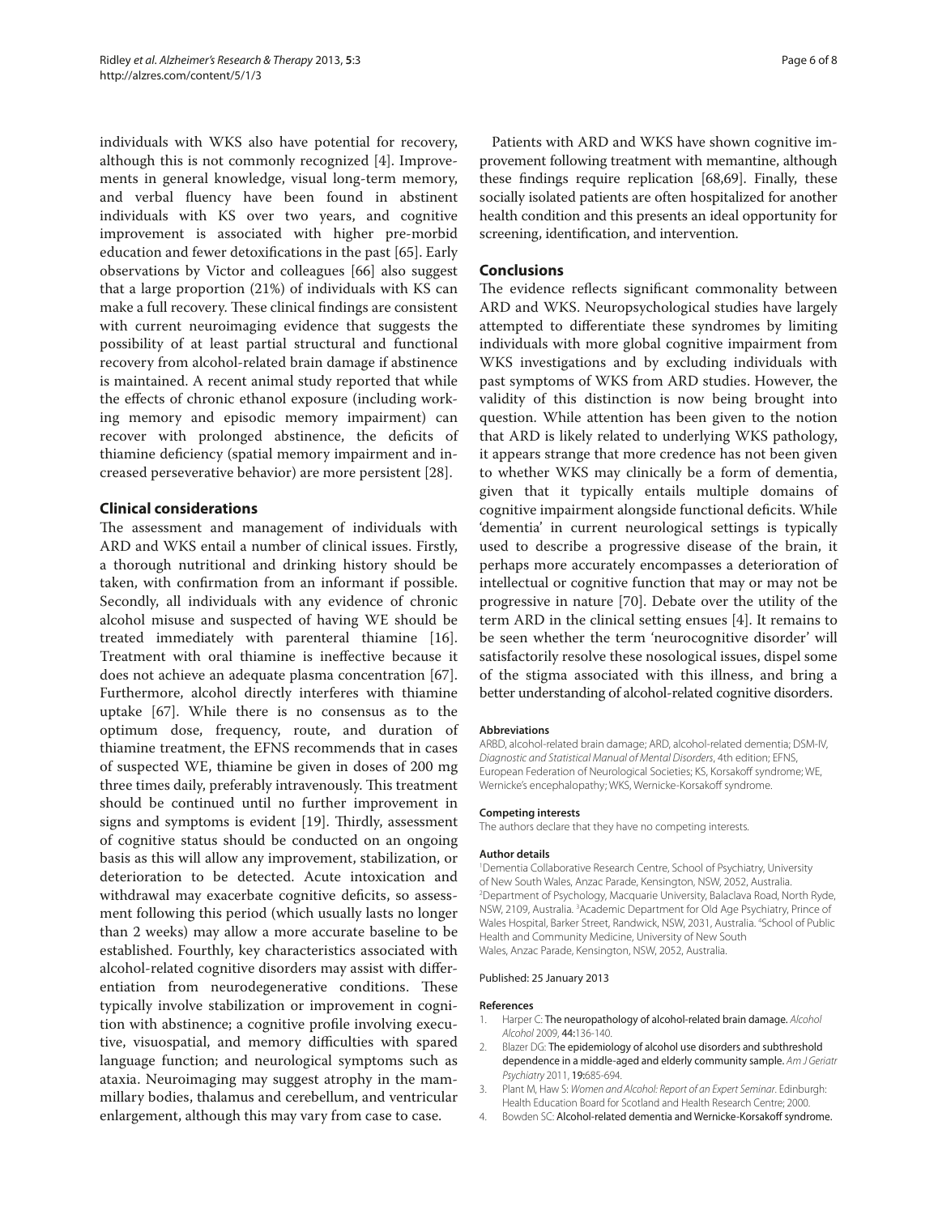individuals with WKS also have potential for recovery, although this is not commonly recognized [4]. Improvements in general knowledge, visual long-term memory, and verbal fluency have been found in abstinent individuals with KS over two years, and cognitive improvement is associated with higher pre-morbid education and fewer detoxifications in the past [65]. Early observations by Victor and colleagues [66] also suggest that a large proportion (21%) of individuals with KS can make a full recovery. These clinical findings are consistent with current neuroimaging evidence that suggests the possibility of at least partial structural and functional recovery from alcohol-related brain damage if abstinence is maintained. A recent animal study reported that while the effects of chronic ethanol exposure (including working memory and episodic memory impairment) can recover with prolonged abstinence, the deficits of thiamine deficiency (spatial memory impairment and increased perseverative behavior) are more persistent [28].

## Clinical considerations

The assessment and management of individuals with ARD and WKS entail a number of clinical issues. Firstly, a thorough nutritional and drinking history should be taken, with confirmation from an informant if possible. Secondly, all individuals with any evidence of chronic alcohol misuse and suspected of having WE should be treated immediately with parenteral thiamine [16]. Treatment with oral thiamine is ineffective because it does not achieve an adequate plasma concentration [67]. Furthermore, alcohol directly interferes with thiamine uptake [67]. While there is no consensus as to the optimum dose, frequency, route, and duration of thiamine treatment, the EFNS recommends that in cases of suspected WE, thiamine be given in doses of 200 mg three times daily, preferably intravenously. This treatment should be continued until no further improvement in signs and symptoms is evident [19]. Thirdly, assessment of cognitive status should be conducted on an ongoing basis as this will allow any improvement, stabilization, or deterioration to be detected. Acute intoxication and withdrawal may exacerbate cognitive deficits, so assessment following this period (which usually lasts no longer than 2 weeks) may allow a more accurate baseline to be established. Fourthly, key characteristics associated with alcohol-related cognitive disorders may assist with differentiation from neurodegenerative conditions. These typically involve stabilization or improvement in cognition with abstinence; a cognitive profile involving executive, visuospatial, and memory difficulties with spared language function; and neurological symptoms such as ataxia. Neuroimaging may suggest atrophy in the mammillary bodies, thalamus and cerebellum, and ventricular enlargement, although this may vary from case to case.

Patients with ARD and WKS have shown cognitive improvement following treatment with memantine, although these findings require replication [68,69]. Finally, these socially isolated patients are often hospitalized for another health condition and this presents an ideal opportunity for screening, identification, and intervention.

## Conclusions

The evidence reflects significant commonality between ARD and WKS. Neuropsychological studies have largely attempted to differentiate these syndromes by limiting individuals with more global cognitive impairment from WKS investigations and by excluding individuals with past symptoms of WKS from ARD studies. However, the validity of this distinction is now being brought into question. While attention has been given to the notion that ARD is likely related to underlying WKS pathology, it appears strange that more credence has not been given to whether WKS may clinically be a form of dementia, given that it typically entails multiple domains of cognitive impairment alongside functional deficits. While 'dementia' in current neurological settings is typically used to describe a progressive disease of the brain, it perhaps more accurately encompasses a deterioration of intellectual or cognitive function that may or may not be progressive in nature [70]. Debate over the utility of the term ARD in the clinical setting ensues [4]. It remains to be seen whether the term 'neurocognitive disorder' will satisfactorily resolve these nosological issues, dispel some of the stigma associated with this illness, and bring a better understanding of alcohol-related cognitive disorders.

#### Abbreviations

ARBD, alcohol-related brain damage; ARD, alcohol-related dementia; DSM-IV, *Diagnostic and Statistical Manual of Mental Disorders*, 4th edition; EFNS, European Federation of Neurological Societies; KS, Korsakoff syndrome; WE, Wernicke's encephalopathy; WKS, Wernicke-Korsakoff syndrome.

#### Competing interests

The authors declare that they have no competing interests.

#### Author details

[1]Dementia Collaborative Research Centre, School of Psychiatry, University of New South Wales, Anzac Parade, Kensington, NSW, 2052, Australia. [2]Department of Psychology, Macquarie University, Balaclava Road, North Ryde, NSW, 2109, Australia. [3]Academic Department for Old Age Psychiatry, Prince of Wales Hospital, Barker Street, Randwick, NSW, 2031, Australia. [4]School of Public Health and Community Medicine, University of New South Wales, Anzac Parade, Kensington, NSW, 2052, Australia.

Published: 25 January 2013

#### References

1. Harper C: **The neuropathology of alcohol-related brain damage.** *Alcohol Alcohol* 2009, **44:**136-140.
2. Blazer DG: **The epidemiology of alcohol use disorders and subthreshold dependence in a middle-aged and elderly community sample.** *Am J Geriatr Psychiatry* 2011, **19:**685-694.
3. Plant M, Haw S: *Women and Alcohol: Report of an Expert Seminar*. Edinburgh: Health Education Board for Scotland and Health Research Centre; 2000.
4. Bowden SC: **Alcohol-related dementia and Wernicke-Korsakoff syndrome.**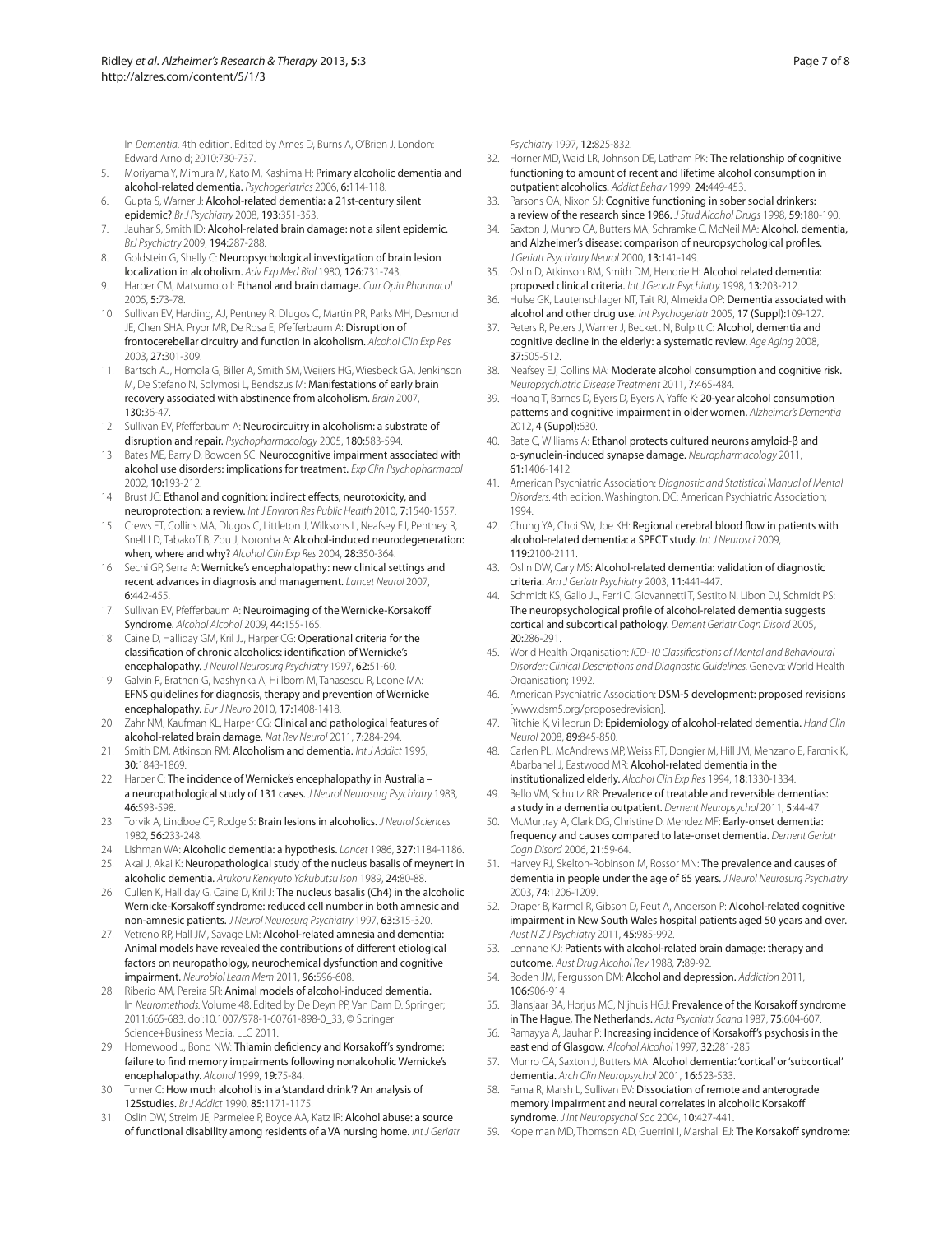In *Dementia*. 4th edition. Edited by Ames D, Burns A, O'Brien J. London: Edward Arnold; 2010:730-737.

5. Moriyama Y, Mimura M, Kato M, Kashima H: **Primary alcoholic dementia and alcohol-related dementia.** *Psychogeriatrics* 2006, **6:**114-118.
6. Gupta S, Warner J: **Alcohol-related dementia: a 21st-century silent epidemic?** *Br J Psychiatry* 2008, **193:**351-353.
7. Jauhar S, Smith ID: **Alcohol-related brain damage: not a silent epidemic.** *BrJ Psychiatry* 2009, **194:**287-288.
8. Goldstein G, Shelly C: **Neuropsychological investigation of brain lesion localization in alcoholism.** *Adv Exp Med Biol* 1980, **126:**731-743.
9. Harper CM, Matsumoto I: **Ethanol and brain damage.** *Curr Opin Pharmacol* 2005, **5:**73-78.
10. Sullivan EV, Harding, AJ, Pentney R, Dlugos C, Martin PR, Parks MH, Desmond JE, Chen SHA, Pryor MR, De Rosa E, Pfefferbaum A: **Disruption of frontocerebellar circuitry and function in alcoholism.** *Alcohol Clin Exp Res* 2003, **27:**301-309.
11. Bartsch AJ, Homola G, Biller A, Smith SM, Weijers HG, Wiesbeck GA, Jenkinson M, De Stefano N, Solymosi L, Bendszus M: **Manifestations of early brain recovery associated with abstinence from alcoholism.** *Brain* 2007, **130:**36-47.
12. Sullivan EV, Pfefferbaum A: **Neurocircuitry in alcoholism: a substrate of disruption and repair.** *Psychopharmacology* 2005, **180:**583-594.
13. Bates ME, Barry D, Bowden SC: **Neurocognitive impairment associated with alcohol use disorders: implications for treatment.** *Exp Clin Psychopharmacol* 2002, **10:**193-212.
14. Brust JC: **Ethanol and cognition: indirect effects, neurotoxicity, and neuroprotection: a review.** *Int J Environ Res Public Health* 2010, **7:**1540-1557.
15. Crews FT, Collins MA, Dlugos C, Littleton J, Wilksons L, Neafsey EJ, Pentney R, Snell LD, Tabakoff B, Zou J, Noronha A: **Alcohol-induced neurodegeneration: when, where and why?** *Alcohol Clin Exp Res* 2004, **28:**350-364.
16. Sechi GP, Serra A: **Wernicke's encephalopathy: new clinical settings and recent advances in diagnosis and management.** *Lancet Neurol* 2007, **6:**442-455.
17. Sullivan EV, Pfefferbaum A: **Neuroimaging of the Wernicke-Korsakoff Syndrome.** *Alcohol Alcohol* 2009, **44:**155-165.
18. Caine D, Halliday GM, Kril JJ, Harper CG: **Operational criteria for the classification of chronic alcoholics: identification of Wernicke's encephalopathy.** *J Neurol Neurosurg Psychiatry* 1997, **62:**51-60.
19. Galvin R, Brathen G, Ivashynka A, Hillbom M, Tanasescu R, Leone MA: **EFNS guidelines for diagnosis, therapy and prevention of Wernicke encephalopathy.** *Eur J Neuro* 2010, **17:**1408-1418.
20. Zahr NM, Kaufman KL, Harper CG: **Clinical and pathological features of alcohol-related brain damage.** *Nat Rev Neurol* 2011, **7:**284-294.
21. Smith DM, Atkinson RM: **Alcoholism and dementia.** *Int J Addict* 1995, **30:**1843-1869.
22. Harper C: **The incidence of Wernicke's encephalopathy in Australia – a neuropathological study of 131 cases.** *J Neurol Neurosurg Psychiatry* 1983, **46:**593-598.
23. Torvik A, Lindboe CF, Rodge S: **Brain lesions in alcoholics.** *J Neurol Sciences* 1982, **56:**233-248.
24. Lishman WA: **Alcoholic dementia: a hypothesis.** *Lancet* 1986, **327:**1184-1186.
25. Akai J, Akai K: **Neuropathological study of the nucleus basalis of meynert in alcoholic dementia.** *Arukoru Kenkyuto Yakubutsu Ison* 1989, **24:**80-88.
26. Cullen K, Halliday G, Caine D, Kril J: **The nucleus basalis (Ch4) in the alcoholic Wernicke-Korsakoff syndrome: reduced cell number in both amnesic and non-amnesic patients.** *J Neurol Neurosurg Psychiatry* 1997, **63:**315-320.
27. Vetreno RP, Hall JM, Savage LM: **Alcohol-related amnesia and dementia: Animal models have revealed the contributions of different etiological factors on neuropathology, neurochemical dysfunction and cognitive impairment.** *Neurobiol Learn Mem* 2011, **96:**596-608.
28. Riberio AM, Pereira SR: **Animal models of alcohol-induced dementia.** In *Neuromethods.* Volume 48. Edited by De Deyn PP, Van Dam D. Springer; 2011:665-683. doi:10.1007/978-1-60761-898-0_33, © Springer Science+Business Media, LLC 2011.
29. Homewood J, Bond NW: **Thiamin deficiency and Korsakoff's syndrome: failure to find memory impairments following nonalcoholic Wernicke's encephalopathy.** *Alcohol* 1999, **19:**75-84.
30. Turner C: **How much alcohol is in a 'standard drink'? An analysis of 125studies.** *Br J Addict* 1990, **85:**1171-1175.
31. Oslin DW, Streim JE, Parmelee P, Boyce AA, Katz IR: **Alcohol abuse: a source of functional disability among residents of a VA nursing home.** *Int J Geriatr Psychiatry* 1997, **12:**825-832.
32. Horner MD, Waid LR, Johnson DE, Latham PK: **The relationship of cognitive functioning to amount of recent and lifetime alcohol consumption in outpatient alcoholics.** *Addict Behav* 1999, **24:**449-453.
33. Parsons OA, Nixon SJ: **Cognitive functioning in sober social drinkers: a review of the research since 1986.** *J Stud Alcohol Drugs* 1998, **59:**180-190.
34. Saxton J, Munro CA, Butters MA, Schramke C, McNeil MA: **Alcohol, dementia, and Alzheimer's disease: comparison of neuropsychological profiles.** *J Geriatr Psychiatry Neurol* 2000, **13:**141-149.
35. Oslin D, Atkinson RM, Smith DM, Hendrie H: **Alcohol related dementia: proposed clinical criteria.** *Int J Geriatr Psychiatry* 1998, **13:**203-212.
36. Hulse GK, Lautenschlager NT, Tait RJ, Almeida OP: **Dementia associated with alcohol and other drug use.** *Int Psychogeriatr* 2005, **17 (Suppl):**109-127.
37. Peters R, Peters J, Warner J, Beckett N, Bulpitt C: **Alcohol, dementia and cognitive decline in the elderly: a systematic review.** *Age Aging* 2008, **37:**505-512.
38. Neafsey EJ, Collins MA: **Moderate alcohol consumption and cognitive risk.** *Neuropsychiatric Disease Treatment* 2011, **7:**465-484.
39. Hoang T, Barnes D, Byers D, Byers A, Yaffe K: **20-year alcohol consumption patterns and cognitive impairment in older women.** *Alzheimer's Dementia* 2012, **4 (Suppl):**630.
40. Bate C, Williams A: **Ethanol protects cultured neurons amyloid-β and α-synuclein-induced synapse damage.** *Neuropharmacology* 2011, **61:**1406-1412.
41. American Psychiatric Association: *Diagnostic and Statistical Manual of Mental Disorders.* 4th edition. Washington, DC: American Psychiatric Association; 1994.
42. Chung YA, Choi SW, Joe KH: **Regional cerebral blood flow in patients with alcohol-related dementia: a SPECT study.** *Int J Neurosci* 2009, **119:**2100-2111.
43. Oslin DW, Cary MS: **Alcohol-related dementia: validation of diagnostic criteria.** *Am J Geriatr Psychiatry* 2003, **11:**441-447.
44. Schmidt KS, Gallo JL, Ferri C, Giovannetti T, Sestito N, Libon DJ, Schmidt PS: **The neuropsychological profile of alcohol-related dementia suggests cortical and subcortical pathology.** *Dement Geriatr Cogn Disord* 2005, **20:**286-291.
45. World Health Organisation: *ICD-10 Classifications of Mental and Behavioural Disorder: Clinical Descriptions and Diagnostic Guidelines.* Geneva: World Health Organisation; 1992.
46. American Psychiatric Association: **DSM-5 development: proposed revisions** [www.dsm5.org/proposedrevision].
47. Ritchie K, Villebrun D: **Epidemiology of alcohol-related dementia.** *Hand Clin Neurol* 2008, **89:**845-850.
48. Carlen PL, McAndrews MP, Weiss RT, Dongier M, Hill JM, Menzano E, Farcnik K, Abarbanel J, Eastwood MR: **Alcohol-related dementia in the institutionalized elderly.** *Alcohol Clin Exp Res* 1994, **18:**1330-1334.
49. Bello VM, Schultz RR: **Prevalence of treatable and reversible dementias: a study in a dementia outpatient.** *Dement Neuropsychol* 2011, **5:**44-47.
50. McMurtray A, Clark DG, Christine D, Mendez MF: **Early-onset dementia: frequency and causes compared to late-onset dementia.** *Dement Geriatr Cogn Disord* 2006, **21:**59-64.
51. Harvey RJ, Skelton-Robinson M, Rossor MN: **The prevalence and causes of dementia in people under the age of 65 years.** *J Neurol Neurosurg Psychiatry* 2003, **74:**1206-1209.
52. Draper B, Karmel R, Gibson D, Peut A, Anderson P: **Alcohol-related cognitive impairment in New South Wales hospital patients aged 50 years and over.** *Aust N Z J Psychiatry* 2011, **45:**985-992.
53. Lennane KJ: **Patients with alcohol-related brain damage: therapy and outcome.** *Aust Drug Alcohol Rev* 1988, **7:**89-92.
54. Boden JM, Fergusson DM: **Alcohol and depression.** *Addiction* 2011, **106:**906-914.
55. Blansjaar BA, Horjus MC, Nijhuis HGJ: **Prevalence of the Korsakoff syndrome in The Hague, The Netherlands.** *Acta Psychiatr Scand* 1987, **75:**604-607.
56. Ramayya A, Jauhar P: **Increasing incidence of Korsakoff's psychosis in the east end of Glasgow.** *Alcohol Alcohol* 1997, **32:**281-285.
57. Munro CA, Saxton J, Butters MA: **Alcohol dementia: 'cortical' or 'subcortical' dementia.** *Arch Clin Neuropsychol* 2001, **16:**523-533.
58. Fama R, Marsh L, Sullivan EV: **Dissociation of remote and anterograde memory impairment and neural correlates in alcoholic Korsakoff syndrome.** *J Int Neuropsychol Soc* 2004, **10:**427-441.
59. Kopelman MD, Thomson AD, Guerrini I, Marshall EJ: **The Korsakoff syndrome:**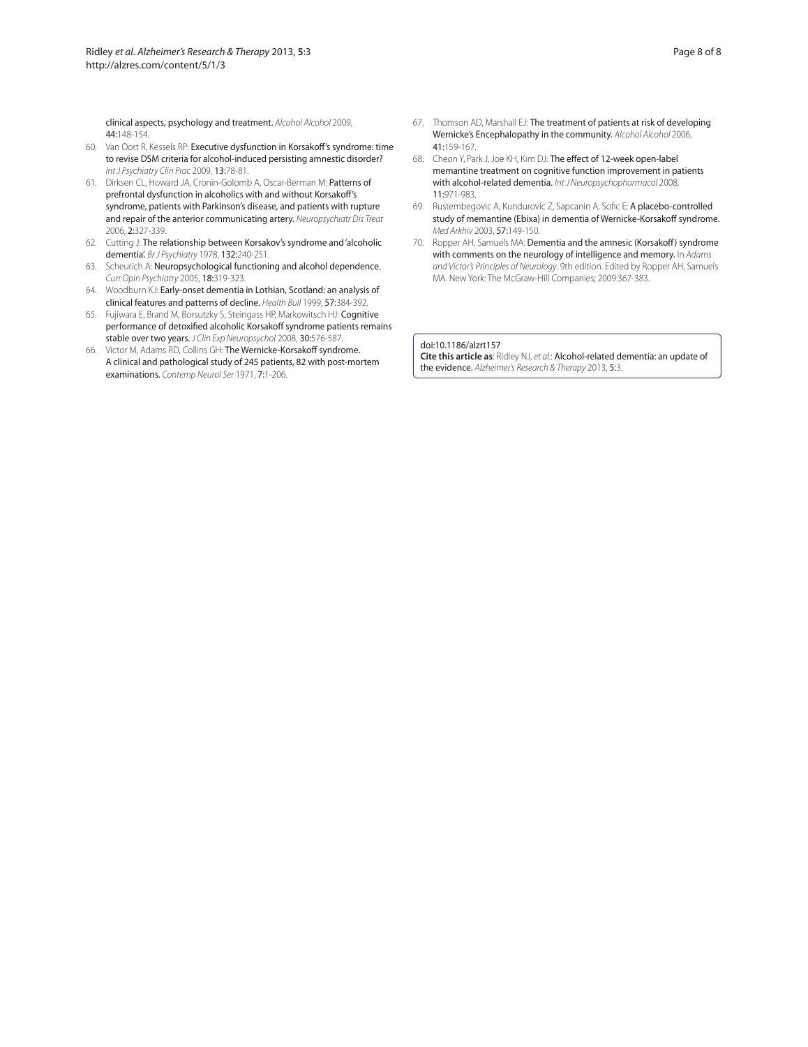clinical aspects, psychology and treatment. *Alcohol Alcohol* 2009, **44**:148-154.

60. Van Oort R, Kessels RP: Executive dysfunction in Korsakoff's syndrome: time to revise DSM criteria for alcohol-induced persisting amnestic disorder? *Int J Psychiatry Clin Prac* 2009, **13**:78-81.
61. Dirksen CL, Howard JA, Cronin-Golomb A, Oscar-Berman M: Patterns of prefrontal dysfunction in alcoholics with and without Korsakoff's syndrome, patients with Parkinson's disease, and patients with rupture and repair of the anterior communicating artery. *Neuropsychiatr Dis Treat* 2006, **2**:327-339.
62. Cutting J: The relationship between Korsakov's syndrome and 'alcoholic dementia'. *Br J Psychiatry* 1978, **132**:240-251.
63. Scheurich A: Neuropsychological functioning and alcohol dependence. *Curr Opin Psychiatry* 2005, **18**:319-323.
64. Woodburn KJ: Early-onset dementia in Lothian, Scotland: an analysis of clinical features and patterns of decline. *Health Bull* 1999, **57**:384-392.
65. Fujiwara E, Brand M, Borsutzky S, Steingass HP, Markowitsch HJ: Cognitive performance of detoxified alcoholic Korsakoff syndrome patients remains stable over two years. *J Clin Exp Neuropsychol* 2008, **30**:576-587.
66. Victor M, Adams RD, Collins GH: The Wernicke-Korsakoff syndrome. A clinical and pathological study of 245 patients, 82 with post-mortem examinations. *Contemp Neurol Ser* 1971, **7**:1-206.
67. Thomson AD, Marshall EJ: The treatment of patients at risk of developing Wernicke's Encephalopathy in the community. *Alcohol Alcohol* 2006, **41**:159-167.
68. Cheon Y, Park J, Joe KH, Kim DJ: The effect of 12-week open-label memantine treatment on cognitive function improvement in patients with alcohol-related dementia. *Int J Neuropsychopharmacol* 2008, **11**:971-983.
69. Rustembegovic A, Kundurovic Z, Sapcanin A, Sofic E: A placebo-controlled study of memantine (Ebixa) in dementia of Wernicke-Korsakoff syndrome. *Med Arkhiv* 2003, **57**:149-150.
70. Ropper AH, Samuels MA: Dementia and the amnesic (Korsakoff) syndrome with comments on the neurology of intelligence and memory. In *Adams and Victor's Principles of Neurology*. 9th edition. Edited by Ropper AH, Samuels MA. New York: The McGraw-Hill Companies; 2009:367-383.

doi:10.1186/alzrt157
**Cite this article as**: Ridley NJ, *et al.*: Alcohol-related dementia: an update of the evidence. *Alzheimer's Research & Therapy* 2013, **5**:3.